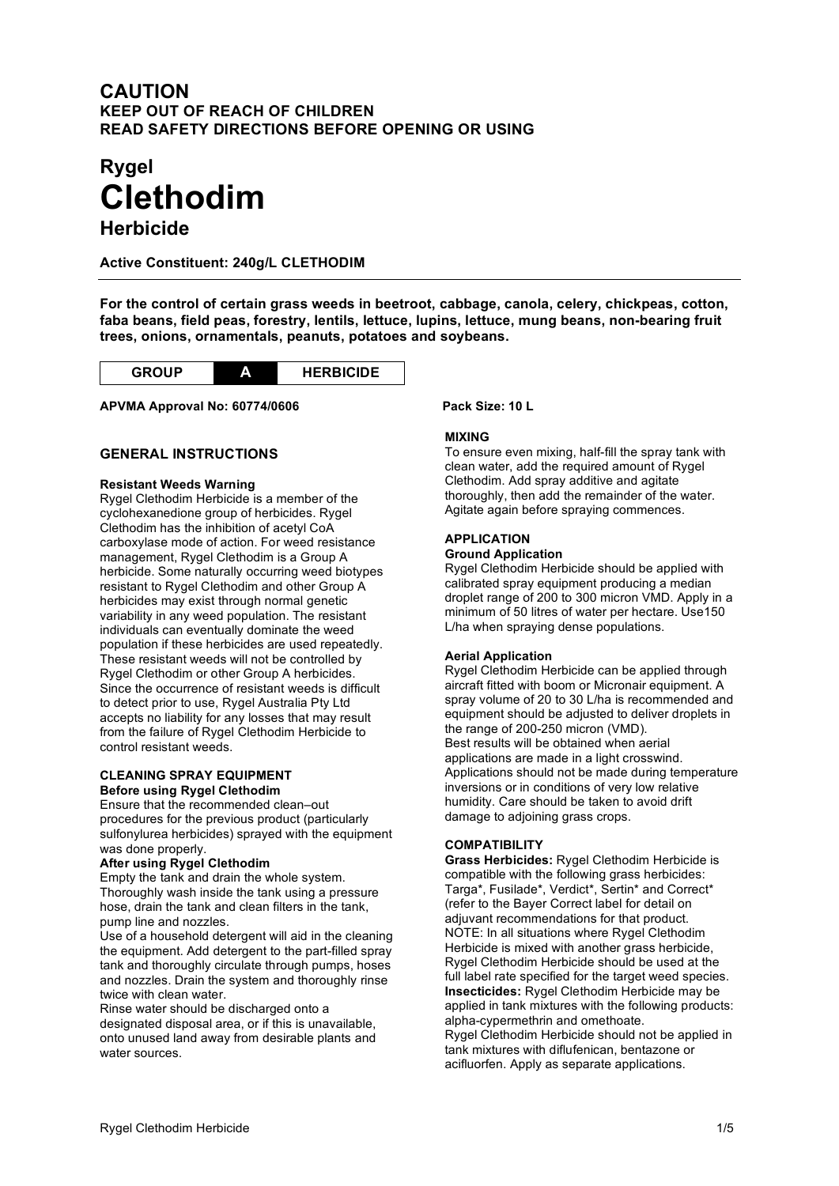# CAUTION

**KEEP OUT OF REACH OF CHILDREN**
**READ SAFETY DIRECTIONS BEFORE OPENING OR USING**

## Rygel
# Clethodim
## Herbicide

**Active Constituent: 240g/L CLETHODIM**

**For the control of certain grass weeds in beetroot, cabbage, canola, celery, chickpeas, cotton, faba beans, field peas, forestry, lentils, lettuce, lupins, lettuce, mung beans, non-bearing fruit trees, onions, ornamentals, peanuts, potatoes and soybeans.**

| GROUP | A | HERBICIDE |
|---|---|---|

**APVMA Approval No: 60774/0606**

**Pack Size: 10 L**

### GENERAL INSTRUCTIONS

**Resistant Weeds Warning**

Rygel Clethodim Herbicide is a member of the cyclohexanedione group of herbicides. Rygel Clethodim has the inhibition of acetyl CoA carboxylase mode of action. For weed resistance management, Rygel Clethodim is a Group A herbicide. Some naturally occurring weed biotypes resistant to Rygel Clethodim and other Group A herbicides may exist through normal genetic variability in any weed population. The resistant individuals can eventually dominate the weed population if these herbicides are used repeatedly. These resistant weeds will not be controlled by Rygel Clethodim or other Group A herbicides. Since the occurrence of resistant weeds is difficult to detect prior to use, Rygel Australia Pty Ltd accepts no liability for any losses that may result from the failure of Rygel Clethodim Herbicide to control resistant weeds.

**CLEANING SPRAY EQUIPMENT**

**Before using Rygel Clethodim**

Ensure that the recommended clean–out procedures for the previous product (particularly sulfonylurea herbicides) sprayed with the equipment was done properly.

**After using Rygel Clethodim**

Empty the tank and drain the whole system. Thoroughly wash inside the tank using a pressure hose, drain the tank and clean filters in the tank, pump line and nozzles.

Use of a household detergent will aid in the cleaning the equipment. Add detergent to the part-filled spray tank and thoroughly circulate through pumps, hoses and nozzles. Drain the system and thoroughly rinse twice with clean water.

Rinse water should be discharged onto a designated disposal area, or if this is unavailable, onto unused land away from desirable plants and water sources.

**MIXING**

To ensure even mixing, half-fill the spray tank with clean water, add the required amount of Rygel Clethodim. Add spray additive and agitate thoroughly, then add the remainder of the water. Agitate again before spraying commences.

**APPLICATION**

**Ground Application**

Rygel Clethodim Herbicide should be applied with calibrated spray equipment producing a median droplet range of 200 to 300 micron VMD. Apply in a minimum of 50 litres of water per hectare. Use150 L/ha when spraying dense populations.

**Aerial Application**

Rygel Clethodim Herbicide can be applied through aircraft fitted with boom or Micronair equipment. A spray volume of 20 to 30 L/ha is recommended and equipment should be adjusted to deliver droplets in the range of 200-250 micron (VMD).

Best results will be obtained when aerial applications are made in a light crosswind. Applications should not be made during temperature inversions or in conditions of very low relative humidity. Care should be taken to avoid drift damage to adjoining grass crops.

**COMPATIBILITY**

**Grass Herbicides:** Rygel Clethodim Herbicide is compatible with the following grass herbicides: Targa*, Fusilade*, Verdict*, Sertin* and Correct* (refer to the Bayer Correct label for detail on adjuvant recommendations for that product.

NOTE: In all situations where Rygel Clethodim Herbicide is mixed with another grass herbicide, Rygel Clethodim Herbicide should be used at the full label rate specified for the target weed species.

**Insecticides:** Rygel Clethodim Herbicide may be applied in tank mixtures with the following products: alpha-cypermethrin and omethoate.

Rygel Clethodim Herbicide should not be applied in tank mixtures with diflufenican, bentazone or acifluorfen. Apply as separate applications.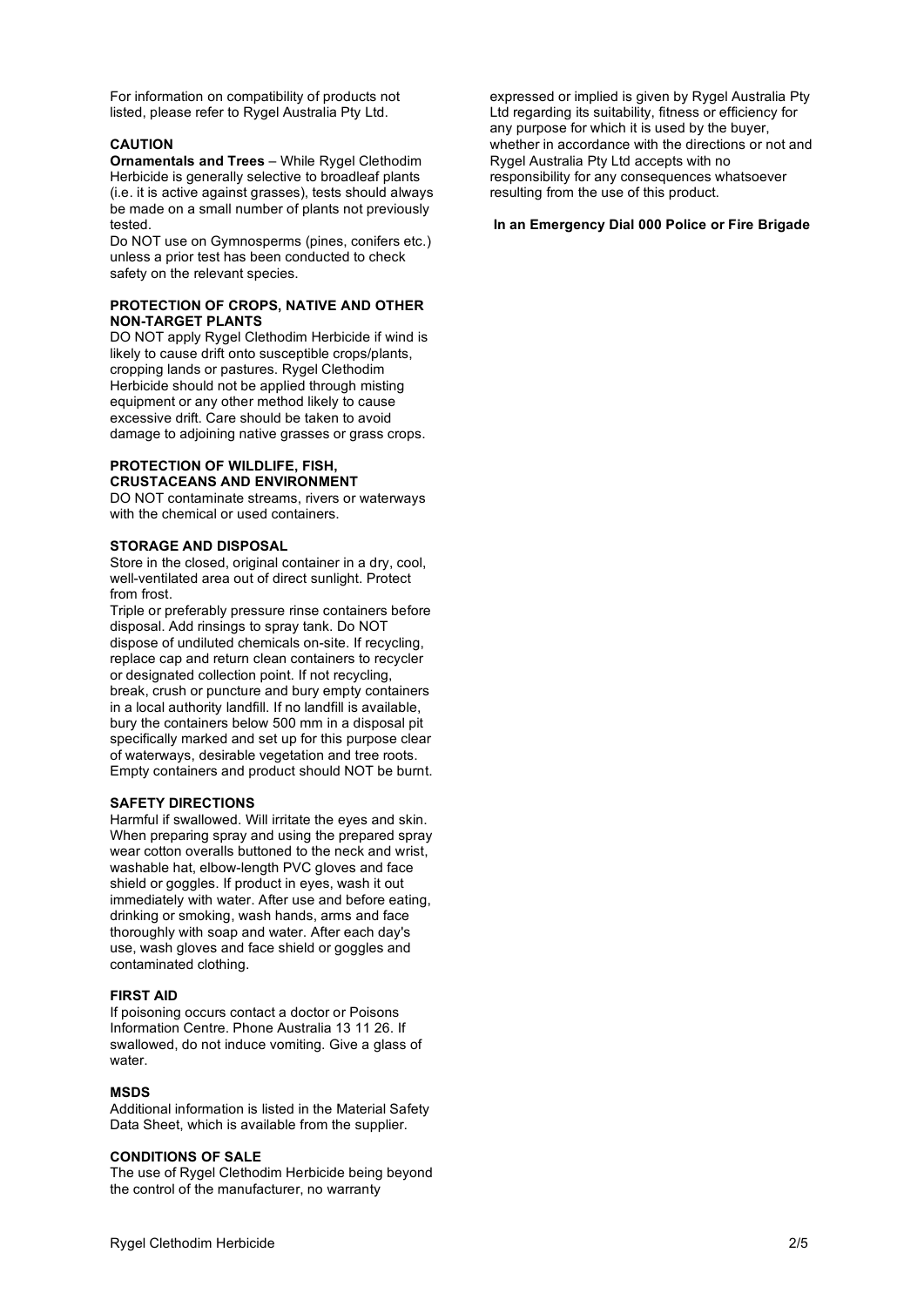For information on compatibility of products not listed, please refer to Rygel Australia Pty Ltd.

**CAUTION**

**Ornamentals and Trees** – While Rygel Clethodim Herbicide is generally selective to broadleaf plants (i.e. it is active against grasses), tests should always be made on a small number of plants not previously tested.

Do NOT use on Gymnosperms (pines, conifers etc.) unless a prior test has been conducted to check safety on the relevant species.

**PROTECTION OF CROPS, NATIVE AND OTHER NON-TARGET PLANTS**

DO NOT apply Rygel Clethodim Herbicide if wind is likely to cause drift onto susceptible crops/plants, cropping lands or pastures. Rygel Clethodim Herbicide should not be applied through misting equipment or any other method likely to cause excessive drift. Care should be taken to avoid damage to adjoining native grasses or grass crops.

**PROTECTION OF WILDLIFE, FISH, CRUSTACEANS AND ENVIRONMENT**

DO NOT contaminate streams, rivers or waterways with the chemical or used containers.

**STORAGE AND DISPOSAL**

Store in the closed, original container in a dry, cool, well-ventilated area out of direct sunlight. Protect from frost.

Triple or preferably pressure rinse containers before disposal. Add rinsings to spray tank. Do NOT dispose of undiluted chemicals on-site. If recycling, replace cap and return clean containers to recycler or designated collection point. If not recycling, break, crush or puncture and bury empty containers in a local authority landfill. If no landfill is available, bury the containers below 500 mm in a disposal pit specifically marked and set up for this purpose clear of waterways, desirable vegetation and tree roots. Empty containers and product should NOT be burnt.

**SAFETY DIRECTIONS**

Harmful if swallowed. Will irritate the eyes and skin. When preparing spray and using the prepared spray wear cotton overalls buttoned to the neck and wrist, washable hat, elbow-length PVC gloves and face shield or goggles. If product in eyes, wash it out immediately with water. After use and before eating, drinking or smoking, wash hands, arms and face thoroughly with soap and water. After each day's use, wash gloves and face shield or goggles and contaminated clothing.

**FIRST AID**

If poisoning occurs contact a doctor or Poisons Information Centre. Phone Australia 13 11 26. If swallowed, do not induce vomiting. Give a glass of water.

**MSDS**

Additional information is listed in the Material Safety Data Sheet, which is available from the supplier.

**CONDITIONS OF SALE**

The use of Rygel Clethodim Herbicide being beyond the control of the manufacturer, no warranty expressed or implied is given by Rygel Australia Pty Ltd regarding its suitability, fitness or efficiency for any purpose for which it is used by the buyer, whether in accordance with the directions or not and Rygel Australia Pty Ltd accepts with no responsibility for any consequences whatsoever resulting from the use of this product.

**In an Emergency Dial 000 Police or Fire Brigade**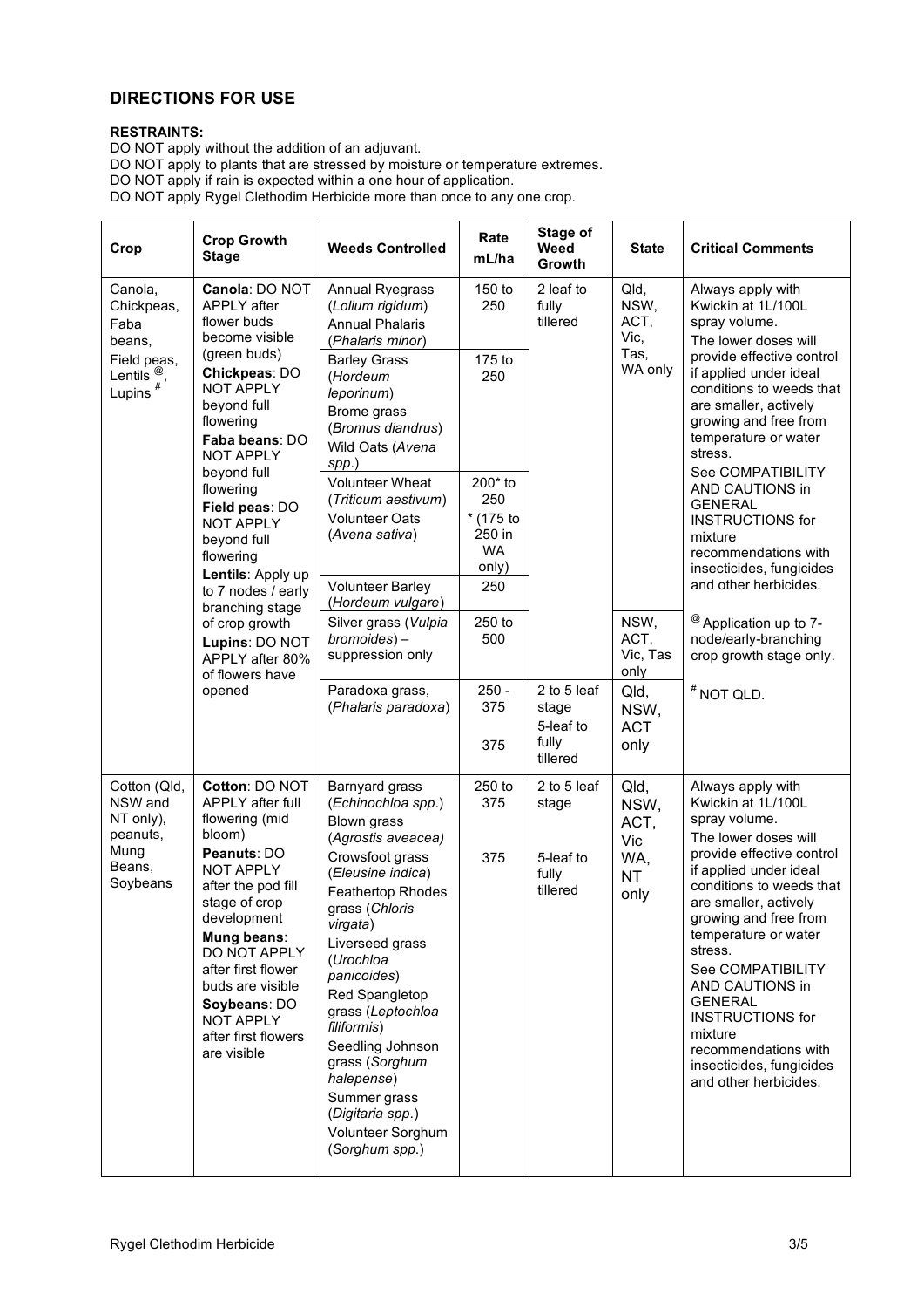## DIRECTIONS FOR USE

**RESTRAINTS:**

DO NOT apply without the addition of an adjuvant.
DO NOT apply to plants that are stressed by moisture or temperature extremes.
DO NOT apply if rain is expected within a one hour of application.
DO NOT apply Rygel Clethodim Herbicide more than once to any one crop.

| Crop | Crop Growth Stage | Weeds Controlled | Rate mL/ha | Stage of Weed Growth | State | Critical Comments |
|---|---|---|---|---|---|---|
| Canola, Chickpeas, Faba beans, Field peas, Lentils [@], Lupins [#] | **Canola**: DO NOT APPLY after flower buds become visible (green buds) **Chickpeas**: DO NOT APPLY beyond full flowering **Faba beans**: DO NOT APPLY beyond full flowering **Field peas**: DO NOT APPLY beyond full flowering **Lentils**: Apply up to 7 nodes / early branching stage of crop growth **Lupins**: DO NOT APPLY after 80% of flowers have opened | Annual Ryegrass (*Lolium rigidum*) Annual Phalaris (*Phalaris minor*) | 150 to 250 | 2 leaf to fully tillered | Qld, NSW, ACT, Vic, Tas, WA only | Always apply with Kwickin at 1L/100L spray volume. The lower doses will provide effective control if applied under ideal conditions to weeds that are smaller, actively growing and free from temperature or water stress. See COMPATIBILITY AND CAUTIONS in GENERAL INSTRUCTIONS for mixture recommendations with insecticides, fungicides and other herbicides. |
| | | Barley Grass (*Hordeum leporinum*) Brome grass (*Bromus diandrus*) Wild Oats (*Avena spp.*) | 175 to 250 | | | |
| | | Volunteer Wheat (*Triticum aestivum*) Volunteer Oats (*Avena sativa*) | 200* to 250 * (175 to 250 in WA only) | | | |
| | | Volunteer Barley (*Hordeum vulgare*) | 250 | | | |
| | | Silver grass (*Vulpia bromoides*) – suppression only | 250 to 500 | | NSW, ACT, Vic, Tas only | [@] Application up to 7-node/early-branching crop growth stage only. |
| | | Paradoxa grass, (*Phalaris paradoxa*) | 250 - 375 | 2 to 5 leaf stage | Qld, NSW, ACT only | [#] NOT QLD. |
| | | | 375 | 5-leaf to fully tillered | | |
| Cotton (Qld, NSW and NT only), peanuts, Mung Beans, Soybeans | **Cotton**: DO NOT APPLY after full flowering (mid bloom) **Peanuts**: DO NOT APPLY after the pod fill stage of crop development **Mung beans**: DO NOT APPLY after first flower buds are visible **Soybeans**: DO NOT APPLY after first flowers are visible | Barnyard grass (*Echinochloa spp.*) Blown grass (*Agrostis aveacea*) Crowsfoot grass (*Eleusine indica*) Feathertop Rhodes grass (*Chloris virgata*) Liverseed grass (*Urochloa panicoides*) Red Spangletop grass (*Leptochloa filiformis*) Seedling Johnson grass (*Sorghum halepense*) Summer grass (*Digitaria spp.*) Volunteer Sorghum (*Sorghum spp.*) | 250 to 375 | 2 to 5 leaf stage | Qld, NSW, ACT, Vic WA, NT only | Always apply with Kwickin at 1L/100L spray volume. The lower doses will provide effective control if applied under ideal conditions to weeds that are smaller, actively growing and free from temperature or water stress. See COMPATIBILITY AND CAUTIONS in GENERAL INSTRUCTIONS for mixture recommendations with insecticides, fungicides and other herbicides. |
| | | | 375 | 5-leaf to fully tillered | | |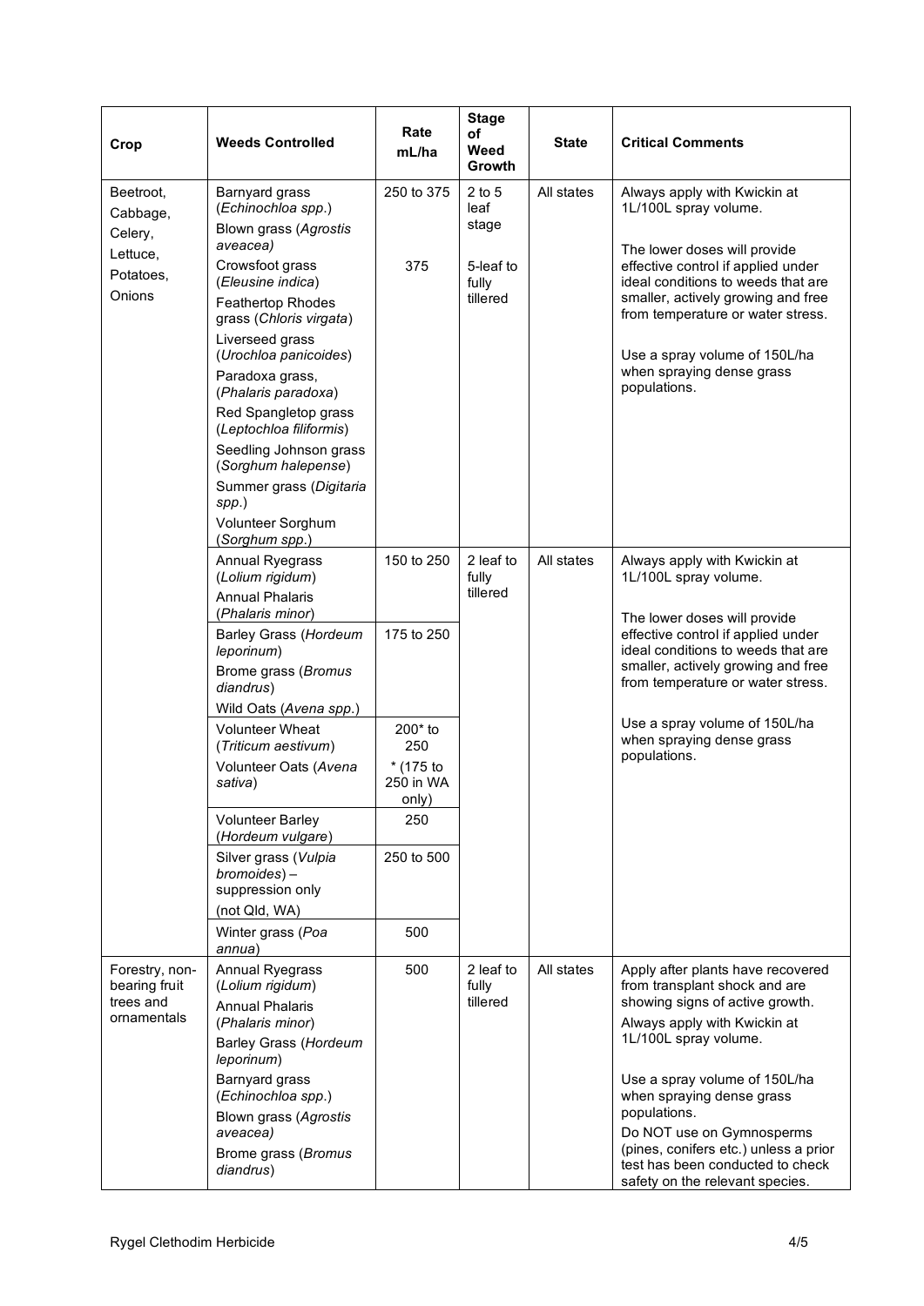| Crop | Weeds Controlled | Rate mL/ha | Stage of Weed Growth | State | Critical Comments |
|---|---|---|---|---|---|
| Beetroot, Cabbage, Celery, Lettuce, Potatoes, Onions | Barnyard grass (*Echinochloa spp.*)<br>Blown grass (*Agrostis aveacea)*<br>Crowsfoot grass (*Eleusine indica*)<br>Feathertop Rhodes grass (*Chloris virgata*)<br>Liverseed grass (*Urochloa panicoides*)<br>Paradoxa grass, (*Phalaris paradoxa*)<br>Red Spangletop grass (*Leptochloa filiformis*)<br>Seedling Johnson grass (*Sorghum halepense*)<br>Summer grass (*Digitaria spp.*)<br>Volunteer Sorghum (*Sorghum spp.*) | 250 to 375<br><br>375 | 2 to 5 leaf stage<br><br>5-leaf to fully tillered | All states | Always apply with Kwickin at 1L/100L spray volume.<br><br>The lower doses will provide effective control if applied under ideal conditions to weeds that are smaller, actively growing and free from temperature or water stress.<br><br>Use a spray volume of 150L/ha when spraying dense grass populations. |
| | Annual Ryegrass (*Lolium rigidum*)<br>Annual Phalaris (*Phalaris minor*) | 150 to 250 | 2 leaf to fully tillered | All states | Always apply with Kwickin at 1L/100L spray volume.<br><br>The lower doses will provide effective control if applied under ideal conditions to weeds that are smaller, actively growing and free from temperature or water stress.<br><br>Use a spray volume of 150L/ha when spraying dense grass populations. |
| | Barley Grass (*Hordeum leporinum*)<br>Brome grass (*Bromus diandrus*)<br>Wild Oats (*Avena spp.*) | 175 to 250 | | | |
| | Volunteer Wheat (*Triticum aestivum*)<br>Volunteer Oats (*Avena sativa*) | 200* to 250<br>* (175 to 250 in WA only) | | | |
| | Volunteer Barley (*Hordeum vulgare*) | 250 | | | |
| | Silver grass (*Vulpia bromoides*) – suppression only (not Qld, WA) | 250 to 500 | | | |
| | Winter grass (*Poa annua*) | 500 | | | |
| Forestry, non-bearing fruit trees and ornamentals | Annual Ryegrass (*Lolium rigidum*)<br>Annual Phalaris (*Phalaris minor*)<br>Barley Grass (*Hordeum leporinum*)<br>Barnyard grass (*Echinochloa spp.*)<br>Blown grass (*Agrostis aveacea)*<br>Brome grass (*Bromus diandrus*) | 500 | 2 leaf to fully tillered | All states | Apply after plants have recovered from transplant shock and are showing signs of active growth.<br>Always apply with Kwickin at 1L/100L spray volume.<br><br>Use a spray volume of 150L/ha when spraying dense grass populations.<br>Do NOT use on Gymnosperms (pines, conifers etc.) unless a prior test has been conducted to check safety on the relevant species. |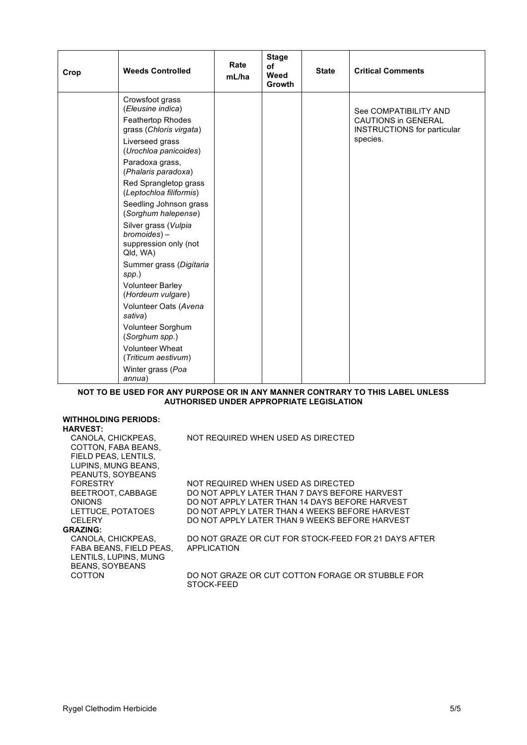| Crop | Weeds Controlled | Rate mL/ha | Stage of Weed Growth | State | Critical Comments |
|---|---|---|---|---|---|
| | Crowsfoot grass (*Eleusine indica*)<br>Feathertop Rhodes grass (*Chloris virgata*)<br>Liverseed grass (*Urochloa panicoides*)<br>Paradoxa grass, (*Phalaris paradoxa*)<br>Red Sprangletop grass (*Leptochloa filiformis*)<br>Seedling Johnson grass (*Sorghum halepense*)<br>Silver grass (*Vulpia bromoides*) – suppression only (not Qld, WA)<br>Summer grass (*Digitaria spp*.)<br>Volunteer Barley (*Hordeum vulgare*)<br>Volunteer Oats (*Avena sativa*)<br>Volunteer Sorghum (*Sorghum spp*.)<br>Volunteer Wheat (*Triticum aestivum*)<br>Winter grass (*Poa annua*) | | | | See COMPATIBILITY AND CAUTIONS in GENERAL INSTRUCTIONS for particular species. |

**NOT TO BE USED FOR ANY PURPOSE OR IN ANY MANNER CONTRARY TO THIS LABEL UNLESS AUTHORISED UNDER APPROPRIATE LEGISLATION**

**WITHHOLDING PERIODS:**

**HARVEST:**

| | |
|---|---|
| CANOLA, CHICKPEAS, COTTON, FABA BEANS, FIELD PEAS, LENTILS, LUPINS, MUNG BEANS, PEANUTS, SOYBEANS | NOT REQUIRED WHEN USED AS DIRECTED |
| FORESTRY | NOT REQUIRED WHEN USED AS DIRECTED |
| BEETROOT, CABBAGE | DO NOT APPLY LATER THAN 7 DAYS BEFORE HARVEST |
| ONIONS | DO NOT APPLY LATER THAN 14 DAYS BEFORE HARVEST |
| LETTUCE, POTATOES | DO NOT APPLY LATER THAN 4 WEEKS BEFORE HARVEST |
| CELERY | DO NOT APPLY LATER THAN 9 WEEKS BEFORE HARVEST |

**GRAZING:**

| | |
|---|---|
| CANOLA, CHICKPEAS, FABA BEANS, FIELD PEAS, LENTILS, LUPINS, MUNG BEANS, SOYBEANS | DO NOT GRAZE OR CUT FOR STOCK-FEED FOR 21 DAYS AFTER APPLICATION |
| COTTON | DO NOT GRAZE OR CUT COTTON FORAGE OR STUBBLE FOR STOCK-FEED |